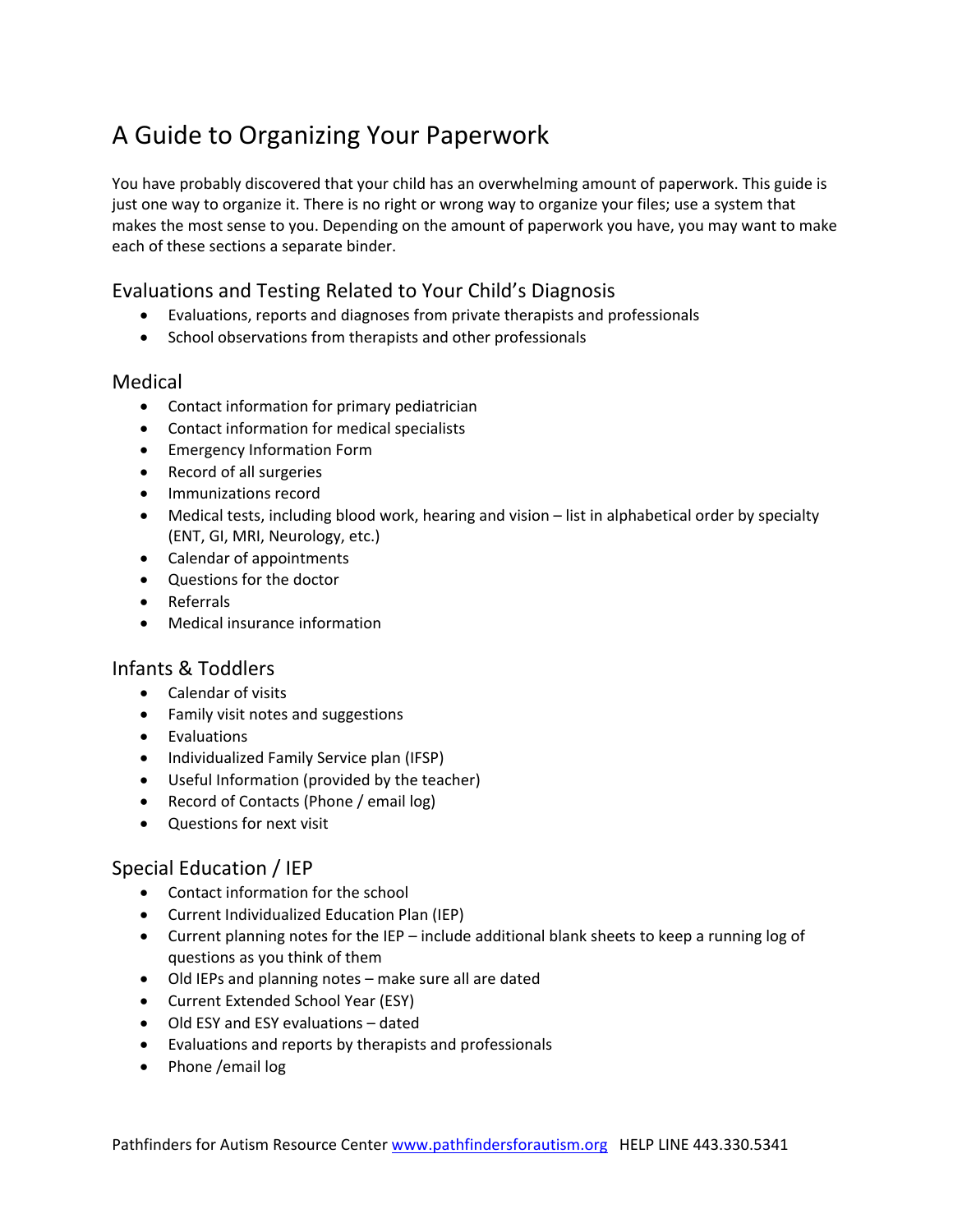# A Guide to Organizing Your Paperwork

You have probably discovered that your child has an overwhelming amount of paperwork. This guide is just one way to organize it. There is no right or wrong way to organize your files; use a system that makes the most sense to you. Depending on the amount of paperwork you have, you may want to make each of these sections a separate binder.

## Evaluations and Testing Related to Your Child's Diagnosis

- Evaluations, reports and diagnoses from private therapists and professionals
- School observations from therapists and other professionals

## Medical

- Contact information for primary pediatrician
- Contact information for medical specialists
- Emergency Information Form
- Record of all surgeries
- Immunizations record
- Medical tests, including blood work, hearing and vision – list in alphabetical order by specialty (ENT, GI, MRI, Neurology, etc.)
- Calendar of appointments
- Questions for the doctor
- Referrals
- Medical insurance information

## Infants & Toddlers

- Calendar of visits
- Family visit notes and suggestions
- Evaluations
- Individualized Family Service plan (IFSP)
- Useful Information (provided by the teacher)
- Record of Contacts (Phone / email log)
- Questions for next visit

## Special Education / IEP

- Contact information for the school
- Current Individualized Education Plan (IEP)
- Current planning notes for the IEP – include additional blank sheets to keep a running log of questions as you think of them
- Old IEPs and planning notes – make sure all are dated
- Current Extended School Year (ESY)
- Old ESY and ESY evaluations – dated
- Evaluations and reports by therapists and professionals
- Phone /email log

Pathfinders for Autism Resource Center www.pathfindersforautism.org HELP LINE 443.330.5341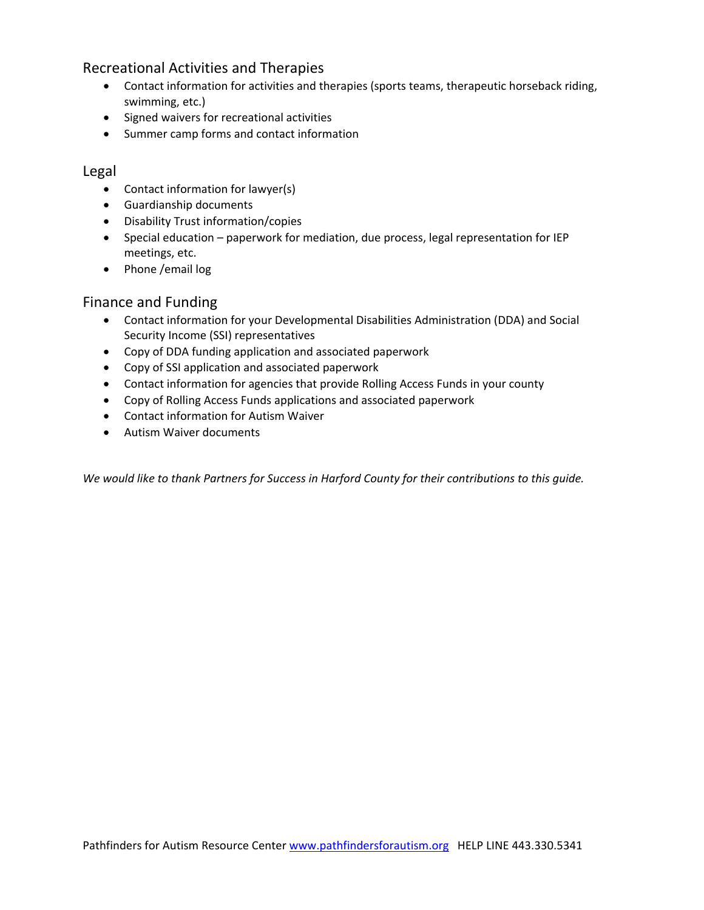## Recreational Activities and Therapies

- Contact information for activities and therapies (sports teams, therapeutic horseback riding, swimming, etc.)
- Signed waivers for recreational activities
- Summer camp forms and contact information

## Legal

- Contact information for lawyer(s)
- Guardianship documents
- Disability Trust information/copies
- Special education – paperwork for mediation, due process, legal representation for IEP meetings, etc.
- Phone /email log

## Finance and Funding

- Contact information for your Developmental Disabilities Administration (DDA) and Social Security Income (SSI) representatives
- Copy of DDA funding application and associated paperwork
- Copy of SSI application and associated paperwork
- Contact information for agencies that provide Rolling Access Funds in your county
- Copy of Rolling Access Funds applications and associated paperwork
- Contact information for Autism Waiver
- Autism Waiver documents

*We would like to thank Partners for Success in Harford County for their contributions to this guide.*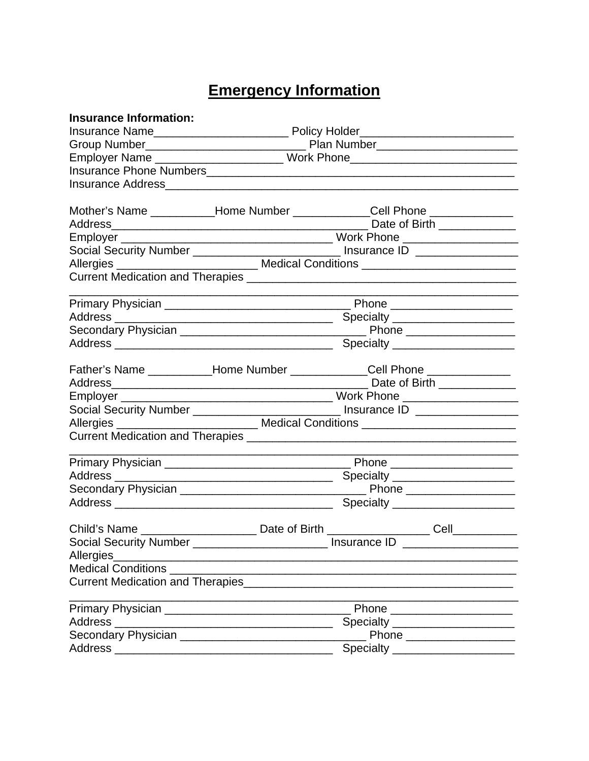# Emergency Information

**Insurance Information:**

Insurance Name_____________________ Policy Holder________________________

Group Number_________________________ Plan Number______________________

Employer Name ____________________ Work Phone_________________________

Insurance Phone Numbers_______________________________________________

Insurance Address____________________________________________________

Mother's Name __________Home Number ____________Cell Phone _____________

Address________________________________________ Date of Birth ____________

Employer _________________________________ Work Phone _________________

Social Security Number _______________________ Insurance ID ________________

Allergies ______________________ Medical Conditions ________________________

Current Medication and Therapies __________________________________________

_____________________________________________________________________

Primary Physician _____________________________ Phone __________________

Address __________________________________ Specialty ___________________

Secondary Physician _____________________________ Phone _________________

Address __________________________________ Specialty ___________________

Father's Name __________Home Number ____________Cell Phone _____________

Address________________________________________ Date of Birth ____________

Employer _________________________________ Work Phone _________________

Social Security Number _______________________ Insurance ID ________________

Allergies ______________________ Medical Conditions ________________________

Current Medication and Therapies __________________________________________

_____________________________________________________________________

Primary Physician _____________________________ Phone __________________

Address __________________________________ Specialty ___________________

Secondary Physician _____________________________ Phone _________________

Address __________________________________ Specialty ___________________

Child's Name __________________ Date of Birth ________________ Cell__________

Social Security Number _____________________ Insurance ID __________________

Allergies_____________________________________________________________

Medical Conditions ____________________________________________________

Current Medication and Therapies_________________________________________

_____________________________________________________________________

Primary Physician _____________________________ Phone __________________

Address __________________________________ Specialty ___________________

Secondary Physician _____________________________ Phone _________________

Address __________________________________ Specialty ___________________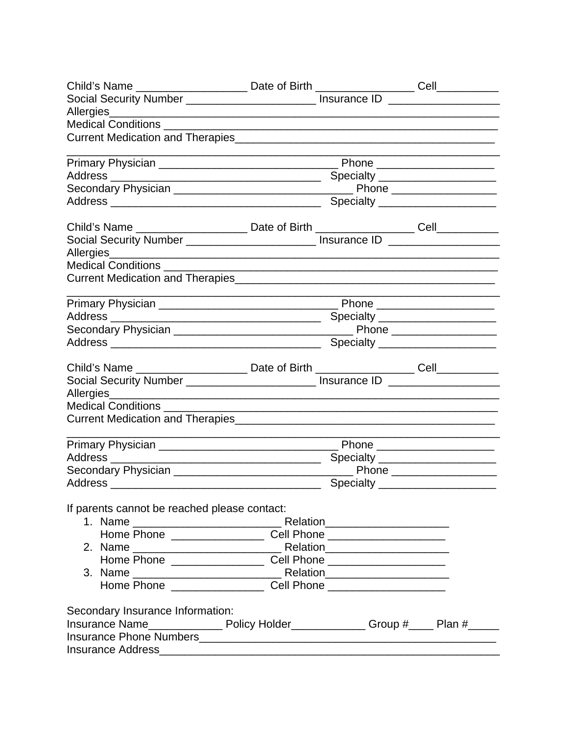Child's Name __________________ Date of Birth ________________ Cell__________
Social Security Number _____________________ Insurance ID __________________
Allergies_________________________________________________________________
Medical Conditions ________________________________________________________
Current Medication and Therapies__________________________________________
__________________________________________________________________________
Primary Physician ______________________________ Phone ___________________
Address ___________________________________ Specialty ___________________
Secondary Physician ______________________________ Phone _________________
Address ___________________________________ Specialty ___________________

Child's Name __________________ Date of Birth ________________ Cell__________
Social Security Number _____________________ Insurance ID __________________
Allergies_________________________________________________________________
Medical Conditions ________________________________________________________
Current Medication and Therapies__________________________________________
__________________________________________________________________________
Primary Physician ______________________________ Phone ___________________
Address ___________________________________ Specialty ___________________
Secondary Physician ______________________________ Phone _________________
Address ___________________________________ Specialty ___________________

Child's Name __________________ Date of Birth ________________ Cell__________
Social Security Number _____________________ Insurance ID __________________
Allergies_________________________________________________________________
Medical Conditions ________________________________________________________
Current Medication and Therapies__________________________________________
__________________________________________________________________________
Primary Physician ______________________________ Phone ___________________
Address ___________________________________ Specialty ___________________
Secondary Physician ______________________________ Phone _________________
Address ___________________________________ Specialty ___________________

If parents cannot be reached please contact:

1. Name _________________________ Relation____________________
   Home Phone ________________ Cell Phone ___________________
2. Name _________________________ Relation____________________
   Home Phone ________________ Cell Phone ___________________
3. Name _________________________ Relation____________________
   Home Phone ________________ Cell Phone ___________________

Secondary Insurance Information:
Insurance Name____________ Policy Holder____________ Group #____ Plan #_____
Insurance Phone Numbers_________________________________________________
Insurance Address_________________________________________________________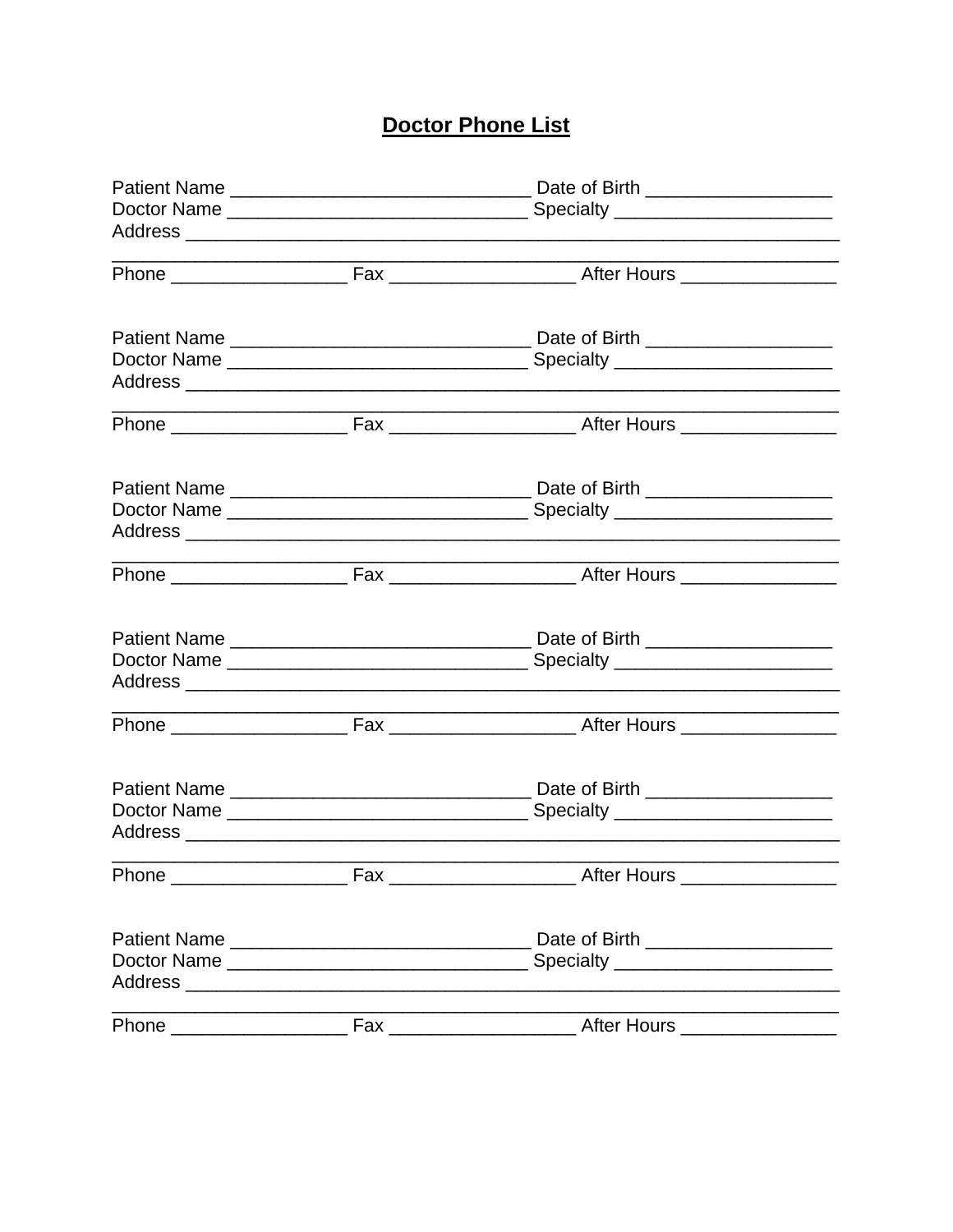## **Doctor Phone List**

Patient Name _____________________________ Date of Birth __________________
Doctor Name _____________________________ Specialty _____________________
Address ________________________________________________________________
________________________________________________________________________
Phone _________________ Fax __________________ After Hours _______________

Patient Name _____________________________ Date of Birth __________________
Doctor Name _____________________________ Specialty _____________________
Address ________________________________________________________________
________________________________________________________________________
Phone _________________ Fax __________________ After Hours _______________

Patient Name _____________________________ Date of Birth __________________
Doctor Name _____________________________ Specialty _____________________
Address ________________________________________________________________
________________________________________________________________________
Phone _________________ Fax __________________ After Hours _______________

Patient Name _____________________________ Date of Birth __________________
Doctor Name _____________________________ Specialty _____________________
Address ________________________________________________________________
________________________________________________________________________
Phone _________________ Fax __________________ After Hours _______________

Patient Name _____________________________ Date of Birth __________________
Doctor Name _____________________________ Specialty _____________________
Address ________________________________________________________________
________________________________________________________________________
Phone _________________ Fax __________________ After Hours _______________

Patient Name _____________________________ Date of Birth __________________
Doctor Name _____________________________ Specialty _____________________
Address ________________________________________________________________
________________________________________________________________________
Phone _________________ Fax __________________ After Hours _______________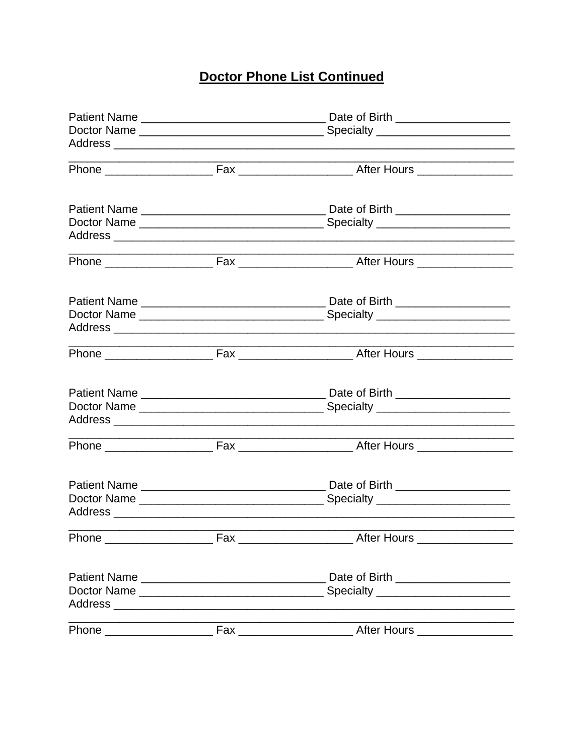## Doctor Phone List Continued

Patient Name ____________________________ Date of Birth _________________
Doctor Name ____________________________ Specialty ____________________
Address _____________________________________________________________
_____________________________________________________________________
Phone ________________ Fax _________________ After Hours ______________

Patient Name ____________________________ Date of Birth _________________
Doctor Name ____________________________ Specialty ____________________
Address _____________________________________________________________
_____________________________________________________________________
Phone ________________ Fax _________________ After Hours ______________

Patient Name ____________________________ Date of Birth _________________
Doctor Name ____________________________ Specialty ____________________
Address _____________________________________________________________
_____________________________________________________________________
Phone ________________ Fax _________________ After Hours ______________

Patient Name ____________________________ Date of Birth _________________
Doctor Name ____________________________ Specialty ____________________
Address _____________________________________________________________
_____________________________________________________________________
Phone ________________ Fax _________________ After Hours ______________

Patient Name ____________________________ Date of Birth _________________
Doctor Name ____________________________ Specialty ____________________
Address _____________________________________________________________
_____________________________________________________________________
Phone ________________ Fax _________________ After Hours ______________

Patient Name ____________________________ Date of Birth _________________
Doctor Name ____________________________ Specialty ____________________
Address _____________________________________________________________
_____________________________________________________________________
Phone ________________ Fax _________________ After Hours ______________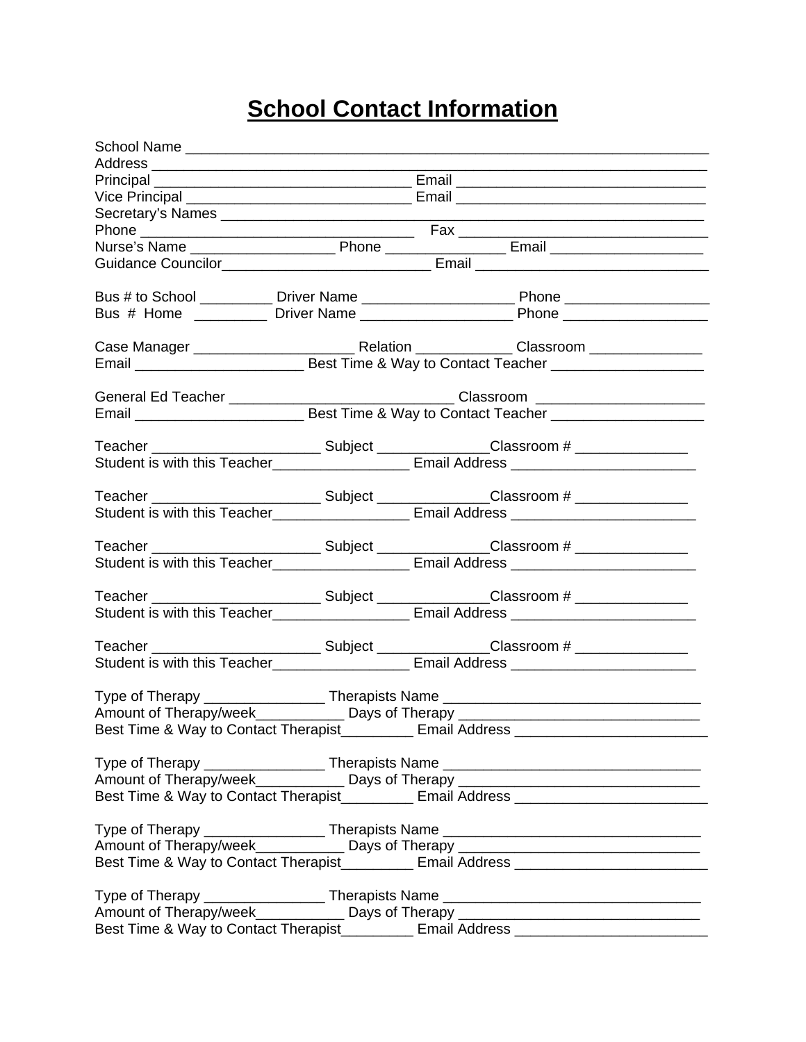# School Contact Information

School Name ___________________________________________________________________
Address _______________________________________________________________________
Principal _______________________________ Email ______________________________
Vice Principal ___________________________ Email ______________________________
Secretary's Names ______________________________________________________________
Phone ________________________________ Fax ______________________________
Nurse's Name _________________ Phone ______________ Email ___________________
Guidance Councilor_________________________ Email ____________________________

Bus # to School _________ Driver Name __________________ Phone _________________
Bus # Home _________ Driver Name __________________ Phone _________________

Case Manager ___________________ Relation ____________ Classroom ______________
Email ____________________ Best Time & Way to Contact Teacher ___________________

General Ed Teacher __________________________ Classroom _____________________
Email ____________________ Best Time & Way to Contact Teacher ___________________

Teacher ____________________ Subject ______________Classroom # ______________
Student is with this Teacher________________ Email Address ______________________

Teacher ____________________ Subject ______________Classroom # ______________
Student is with this Teacher________________ Email Address ______________________

Teacher ____________________ Subject ______________Classroom # ______________
Student is with this Teacher________________ Email Address ______________________

Teacher ____________________ Subject ______________Classroom # ______________
Student is with this Teacher________________ Email Address ______________________

Teacher ____________________ Subject ______________Classroom # ______________
Student is with this Teacher________________ Email Address ______________________

Type of Therapy _______________ Therapists Name _______________________________
Amount of Therapy/week___________ Days of Therapy _____________________________
Best Time & Way to Contact Therapist_________ Email Address _______________________

Type of Therapy _______________ Therapists Name _______________________________
Amount of Therapy/week___________ Days of Therapy _____________________________
Best Time & Way to Contact Therapist_________ Email Address _______________________

Type of Therapy _______________ Therapists Name _______________________________
Amount of Therapy/week___________ Days of Therapy _____________________________
Best Time & Way to Contact Therapist_________ Email Address _______________________

Type of Therapy _______________ Therapists Name _______________________________
Amount of Therapy/week___________ Days of Therapy _____________________________
Best Time & Way to Contact Therapist_________ Email Address _______________________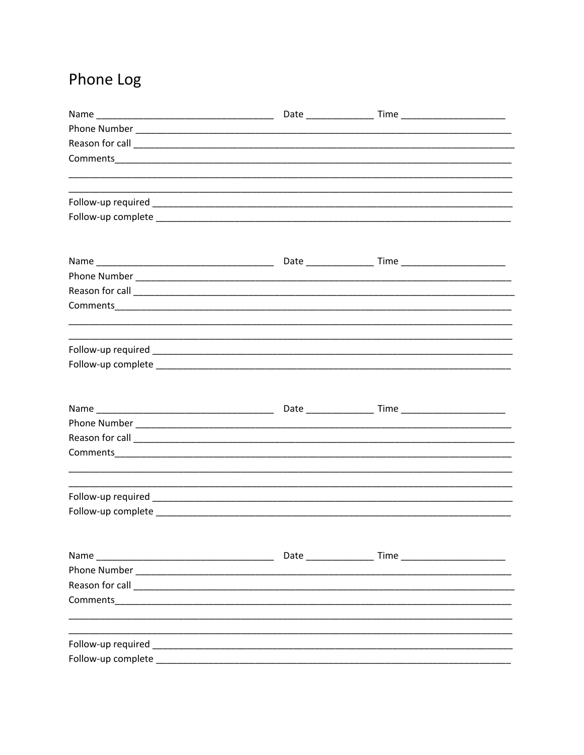# Phone Log

Name ___________________________________ Date _____________ Time ____________________
Phone Number ________________________________________________________________________
Reason for call _______________________________________________________________________
Comments___________________________________________________________________________
___________________________________________________________________________________
___________________________________________________________________________________
Follow-up required _____________________________________________________________________
Follow-up complete _____________________________________________________________________

Name ___________________________________ Date _____________ Time ____________________
Phone Number ________________________________________________________________________
Reason for call _______________________________________________________________________
Comments___________________________________________________________________________
___________________________________________________________________________________
___________________________________________________________________________________
Follow-up required _____________________________________________________________________
Follow-up complete _____________________________________________________________________

Name ___________________________________ Date _____________ Time ____________________
Phone Number ________________________________________________________________________
Reason for call _______________________________________________________________________
Comments___________________________________________________________________________
___________________________________________________________________________________
___________________________________________________________________________________
Follow-up required _____________________________________________________________________
Follow-up complete _____________________________________________________________________

Name ___________________________________ Date _____________ Time ____________________
Phone Number ________________________________________________________________________
Reason for call _______________________________________________________________________
Comments___________________________________________________________________________
___________________________________________________________________________________
___________________________________________________________________________________
Follow-up required _____________________________________________________________________
Follow-up complete _____________________________________________________________________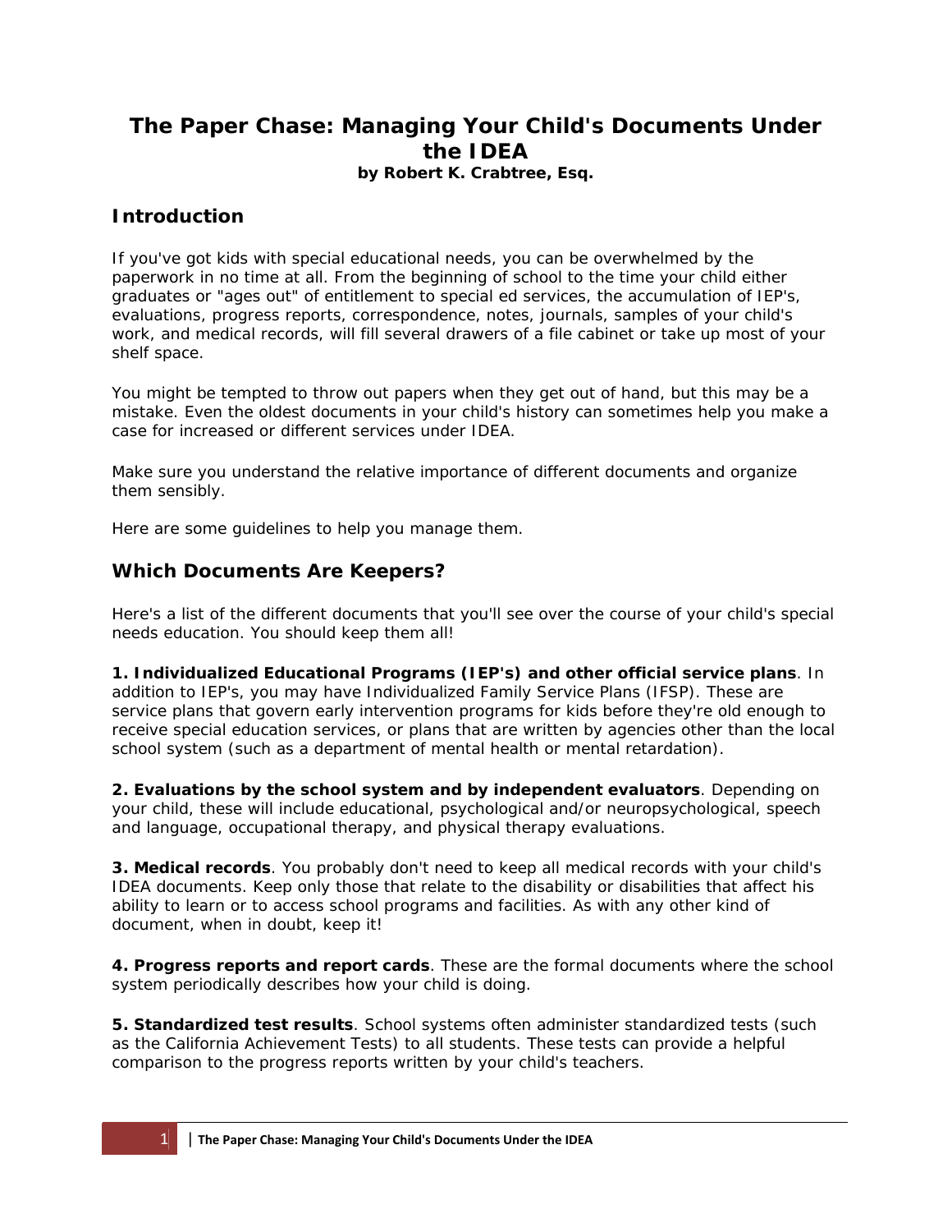# The Paper Chase: Managing Your Child's Documents Under the IDEA

**by Robert K. Crabtree, Esq.**

## Introduction

If you've got kids with special educational needs, you can be overwhelmed by the paperwork in no time at all. From the beginning of school to the time your child either graduates or "ages out" of entitlement to special ed services, the accumulation of IEP's, evaluations, progress reports, correspondence, notes, journals, samples of your child's work, and medical records, will fill several drawers of a file cabinet or take up most of your shelf space.

You might be tempted to throw out papers when they get out of hand, but this may be a mistake. Even the oldest documents in your child's history can sometimes help you make a case for increased or different services under IDEA.

Make sure you understand the relative importance of different documents and organize them sensibly.

Here are some guidelines to help you manage them.

## Which Documents Are Keepers?

Here's a list of the different documents that you'll see over the course of your child's special needs education. You should keep them all!

**1. Individualized Educational Programs (IEP's) and other official service plans**. In addition to IEP's, you may have Individualized Family Service Plans (IFSP). These are service plans that govern early intervention programs for kids before they're old enough to receive special education services, or plans that are written by agencies other than the local school system (such as a department of mental health or mental retardation).

**2. Evaluations by the school system and by independent evaluators**. Depending on your child, these will include educational, psychological and/or neuropsychological, speech and language, occupational therapy, and physical therapy evaluations.

**3. Medical records**. You probably don't need to keep all medical records with your child's IDEA documents. Keep only those that relate to the disability or disabilities that affect his ability to learn or to access school programs and facilities. As with any other kind of document, when in doubt, keep it!

**4. Progress reports and report cards**. These are the formal documents where the school system periodically describes how your child is doing.

**5. Standardized test results**. School systems often administer standardized tests (such as the California Achievement Tests) to all students. These tests can provide a helpful comparison to the progress reports written by your child's teachers.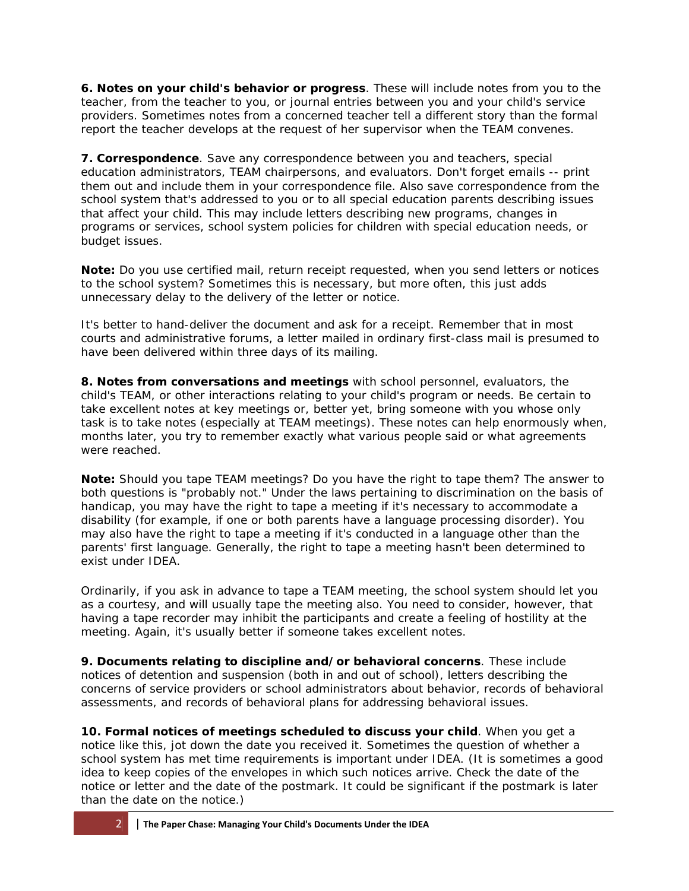**6. Notes on your child's behavior or progress**. These will include notes from you to the teacher, from the teacher to you, or journal entries between you and your child's service providers. Sometimes notes from a concerned teacher tell a different story than the formal report the teacher develops at the request of her supervisor when the TEAM convenes.

**7. Correspondence**. Save any correspondence between you and teachers, special education administrators, TEAM chairpersons, and evaluators. Don't forget emails -- print them out and include them in your correspondence file. Also save correspondence from the school system that's addressed to you or to all special education parents describing issues that affect your child. This may include letters describing new programs, changes in programs or services, school system policies for children with special education needs, or budget issues.

**Note:** Do you use certified mail, return receipt requested, when you send letters or notices to the school system? Sometimes this is necessary, but more often, this just adds unnecessary delay to the delivery of the letter or notice.

It's better to hand-deliver the document and ask for a receipt. Remember that in most courts and administrative forums, a letter mailed in ordinary first-class mail is presumed to have been delivered within three days of its mailing.

**8. Notes from conversations and meetings** with school personnel, evaluators, the child's TEAM, or other interactions relating to your child's program or needs. Be certain to take excellent notes at key meetings or, better yet, bring someone with you whose only task is to take notes (especially at TEAM meetings). These notes can help enormously when, months later, you try to remember exactly what various people said or what agreements were reached.

**Note:** Should you tape TEAM meetings? Do you have the right to tape them? The answer to both questions is "probably not." Under the laws pertaining to discrimination on the basis of handicap, you may have the right to tape a meeting if it's necessary to accommodate a disability (for example, if one or both parents have a language processing disorder). You may also have the right to tape a meeting if it's conducted in a language other than the parents' first language. Generally, the right to tape a meeting hasn't been determined to exist under IDEA.

Ordinarily, if you ask in advance to tape a TEAM meeting, the school system should let you as a courtesy, and will usually tape the meeting also. You need to consider, however, that having a tape recorder may inhibit the participants and create a feeling of hostility at the meeting. Again, it's usually better if someone takes excellent notes.

**9. Documents relating to discipline and/or behavioral concerns**. These include notices of detention and suspension (both in and out of school), letters describing the concerns of service providers or school administrators about behavior, records of behavioral assessments, and records of behavioral plans for addressing behavioral issues.

**10. Formal notices of meetings scheduled to discuss your child**. When you get a notice like this, jot down the date you received it. Sometimes the question of whether a school system has met time requirements is important under IDEA. (It is sometimes a good idea to keep copies of the envelopes in which such notices arrive. Check the date of the notice or letter and the date of the postmark. It could be significant if the postmark is later than the date on the notice.)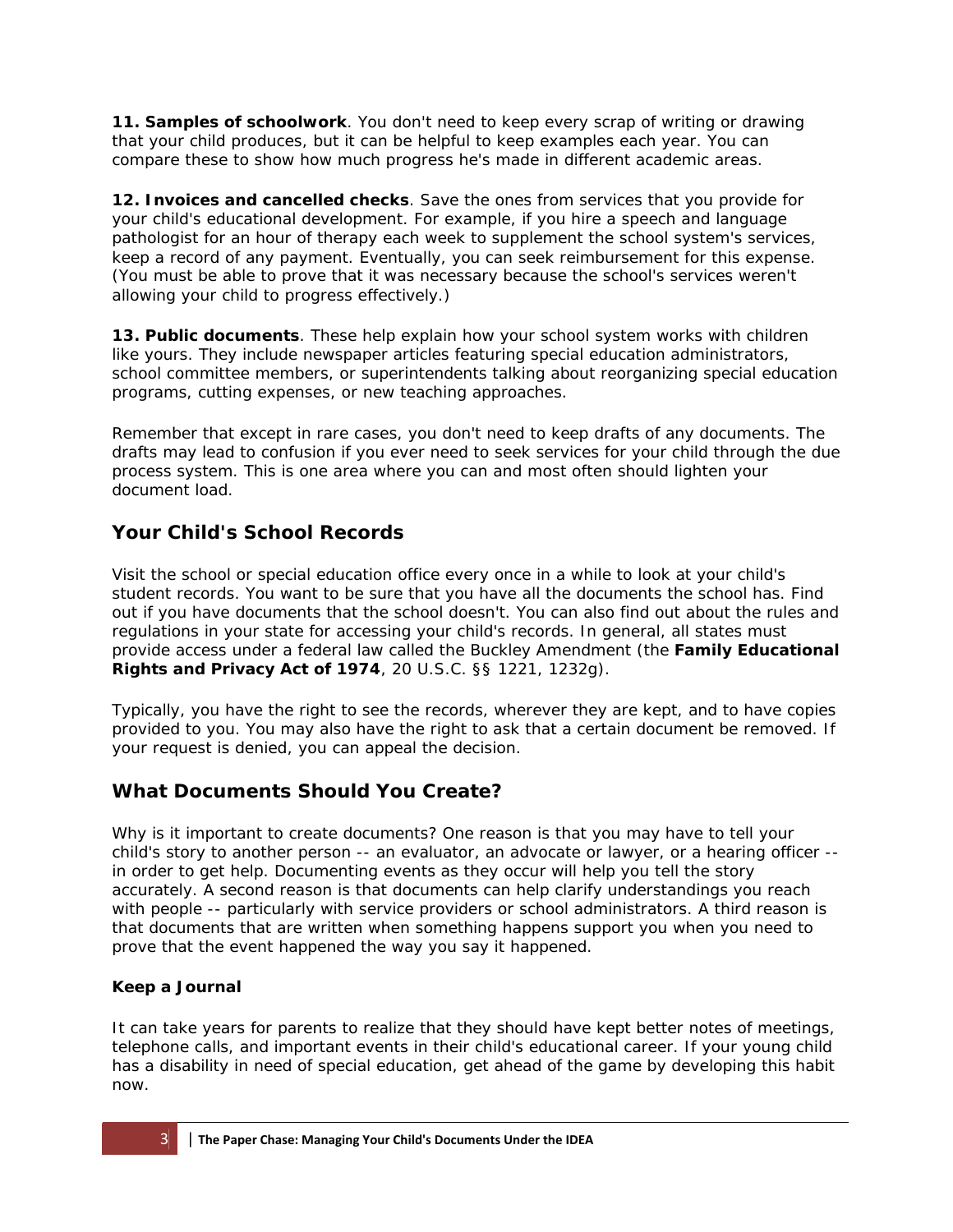**11. Samples of schoolwork**. You don't need to keep every scrap of writing or drawing that your child produces, but it can be helpful to keep examples each year. You can compare these to show how much progress he's made in different academic areas.

**12. Invoices and cancelled checks**. Save the ones from services that you provide for your child's educational development. For example, if you hire a speech and language pathologist for an hour of therapy each week to supplement the school system's services, keep a record of any payment. Eventually, you can seek reimbursement for this expense. (You must be able to prove that it was necessary because the school's services weren't allowing your child to progress effectively.)

**13. Public documents**. These help explain how your school system works with children like yours. They include newspaper articles featuring special education administrators, school committee members, or superintendents talking about reorganizing special education programs, cutting expenses, or new teaching approaches.

Remember that except in rare cases, you don't need to keep drafts of any documents. The drafts may lead to confusion if you ever need to seek services for your child through the due process system. This is one area where you can and most often should lighten your document load.

## Your Child's School Records

Visit the school or special education office every once in a while to look at your child's student records. You want to be sure that you have all the documents the school has. Find out if you have documents that the school doesn't. You can also find out about the rules and regulations in your state for accessing your child's records. In general, all states must provide access under a federal law called the Buckley Amendment (the **Family Educational Rights and Privacy Act of 1974**, 20 U.S.C. §§ 1221, 1232g).

Typically, you have the right to see the records, wherever they are kept, and to have copies provided to you. You may also have the right to ask that a certain document be removed. If your request is denied, you can appeal the decision.

## What Documents Should You Create?

Why is it important to create documents? One reason is that you may have to tell your child's story to another person -- an evaluator, an advocate or lawyer, or a hearing officer -- in order to get help. Documenting events as they occur will help you tell the story accurately. A second reason is that documents can help clarify understandings you reach with people -- particularly with service providers or school administrators. A third reason is that documents that are written when something happens support you when you need to prove that the event happened the way you say it happened.

### Keep a Journal

It can take years for parents to realize that they should have kept better notes of meetings, telephone calls, and important events in their child's educational career. If your young child has a disability in need of special education, get ahead of the game by developing this habit now.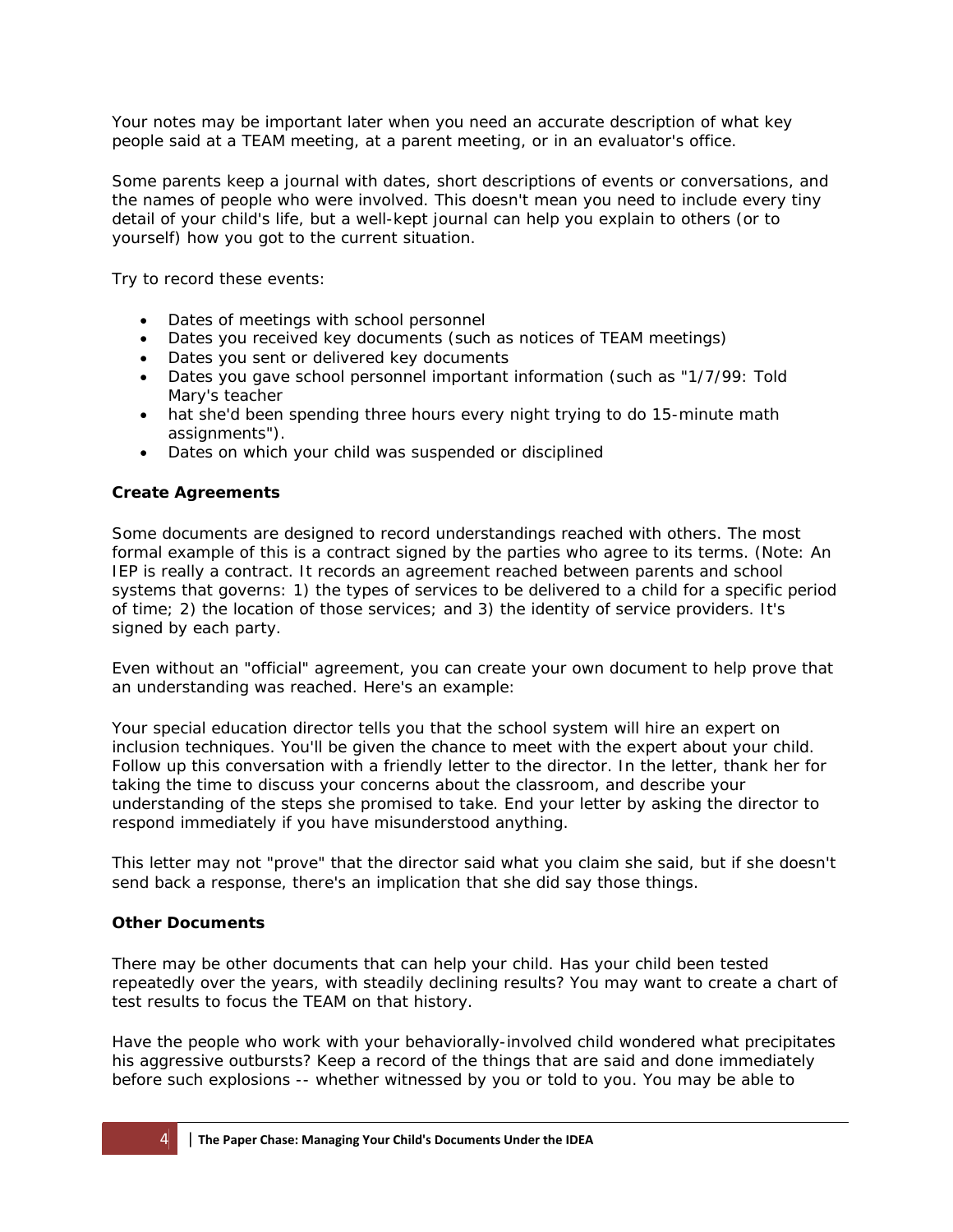Your notes may be important later when you need an accurate description of what key people said at a TEAM meeting, at a parent meeting, or in an evaluator's office.

Some parents keep a journal with dates, short descriptions of events or conversations, and the names of people who were involved. This doesn't mean you need to include every tiny detail of your child's life, but a well-kept journal can help you explain to others (or to yourself) how you got to the current situation.

Try to record these events:

- Dates of meetings with school personnel
- Dates you received key documents (such as notices of TEAM meetings)
- Dates you sent or delivered key documents
- Dates you gave school personnel important information (such as "1/7/99: Told Mary's teacher
- hat she'd been spending three hours every night trying to do 15-minute math assignments").
- Dates on which your child was suspended or disciplined

**Create Agreements**

Some documents are designed to record understandings reached with others. The most formal example of this is a contract signed by the parties who agree to its terms. (Note: An IEP is really a contract. It records an agreement reached between parents and school systems that governs: 1) the types of services to be delivered to a child for a specific period of time; 2) the location of those services; and 3) the identity of service providers. It's signed by each party.

Even without an "official" agreement, you can create your own document to help prove that an understanding was reached. Here's an example:

Your special education director tells you that the school system will hire an expert on inclusion techniques. You'll be given the chance to meet with the expert about your child. Follow up this conversation with a friendly letter to the director. In the letter, thank her for taking the time to discuss your concerns about the classroom, and describe your understanding of the steps she promised to take. End your letter by asking the director to respond immediately if you have misunderstood anything.

This letter may not "prove" that the director said what you claim she said, but if she doesn't send back a response, there's an implication that she did say those things.

**Other Documents**

There may be other documents that can help your child. Has your child been tested repeatedly over the years, with steadily declining results? You may want to create a chart of test results to focus the TEAM on that history.

Have the people who work with your behaviorally-involved child wondered what precipitates his aggressive outbursts? Keep a record of the things that are said and done immediately before such explosions -- whether witnessed by you or told to you. You may be able to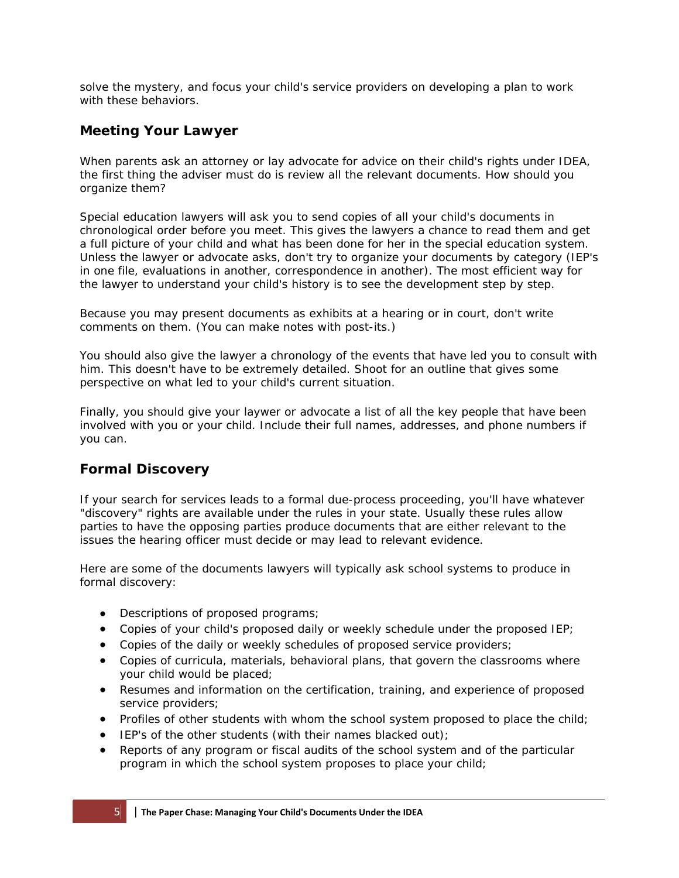solve the mystery, and focus your child's service providers on developing a plan to work with these behaviors.

## Meeting Your Lawyer

When parents ask an attorney or lay advocate for advice on their child's rights under IDEA, the first thing the adviser must do is review all the relevant documents. How should you organize them?

Special education lawyers will ask you to send copies of all your child's documents in chronological order before you meet. This gives the lawyers a chance to read them and get a full picture of your child and what has been done for her in the special education system. Unless the lawyer or advocate asks, don't try to organize your documents by category (IEP's in one file, evaluations in another, correspondence in another). The most efficient way for the lawyer to understand your child's history is to see the development step by step.

Because you may present documents as exhibits at a hearing or in court, don't write comments on them. (You can make notes with post-its.)

You should also give the lawyer a chronology of the events that have led you to consult with him. This doesn't have to be extremely detailed. Shoot for an outline that gives some perspective on what led to your child's current situation.

Finally, you should give your laywer or advocate a list of all the key people that have been involved with you or your child. Include their full names, addresses, and phone numbers if you can.

## Formal Discovery

If your search for services leads to a formal due-process proceeding, you'll have whatever "discovery" rights are available under the rules in your state. Usually these rules allow parties to have the opposing parties produce documents that are either relevant to the issues the hearing officer must decide or may lead to relevant evidence.

Here are some of the documents lawyers will typically ask school systems to produce in formal discovery:

- Descriptions of proposed programs;
- Copies of your child's proposed daily or weekly schedule under the proposed IEP;
- Copies of the daily or weekly schedules of proposed service providers;
- Copies of curricula, materials, behavioral plans, that govern the classrooms where your child would be placed;
- Resumes and information on the certification, training, and experience of proposed service providers;
- Profiles of other students with whom the school system proposed to place the child;
- IEP's of the other students (with their names blacked out);
- Reports of any program or fiscal audits of the school system and of the particular program in which the school system proposes to place your child;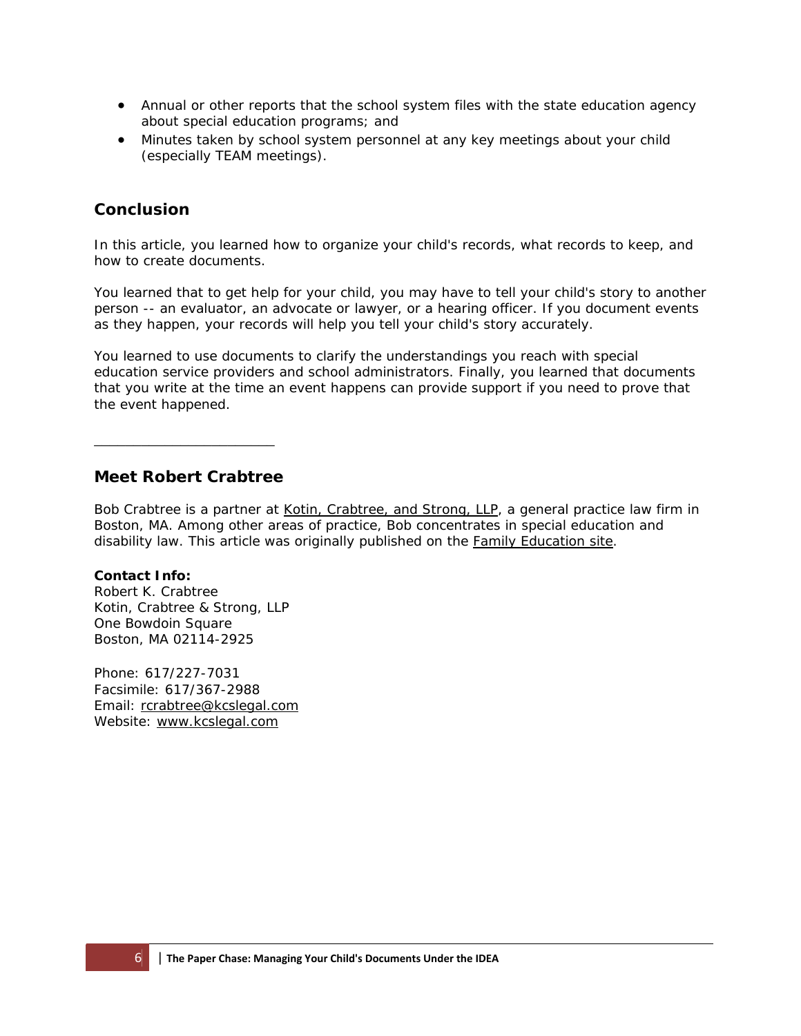- Annual or other reports that the school system files with the state education agency about special education programs; and
- Minutes taken by school system personnel at any key meetings about your child (especially TEAM meetings).

## Conclusion

In this article, you learned how to organize your child's records, what records to keep, and how to create documents.

You learned that to get help for your child, you may have to tell your child's story to another person -- an evaluator, an advocate or lawyer, or a hearing officer. If you document events as they happen, your records will help you tell your child's story accurately.

You learned to use documents to clarify the understandings you reach with special education service providers and school administrators. Finally, you learned that documents that you write at the time an event happens can provide support if you need to prove that the event happened.

---

## Meet Robert Crabtree

Bob Crabtree is a partner at Kotin, Crabtree, and Strong, LLP, a general practice law firm in Boston, MA. Among other areas of practice, Bob concentrates in special education and disability law. This article was originally published on the Family Education site.

**Contact Info:**
Robert K. Crabtree
Kotin, Crabtree & Strong, LLP
One Bowdoin Square
Boston, MA 02114-2925

Phone: 617/227-7031
Facsimile: 617/367-2988
Email: rcrabtree@kcslegal.com
Website: www.kcslegal.com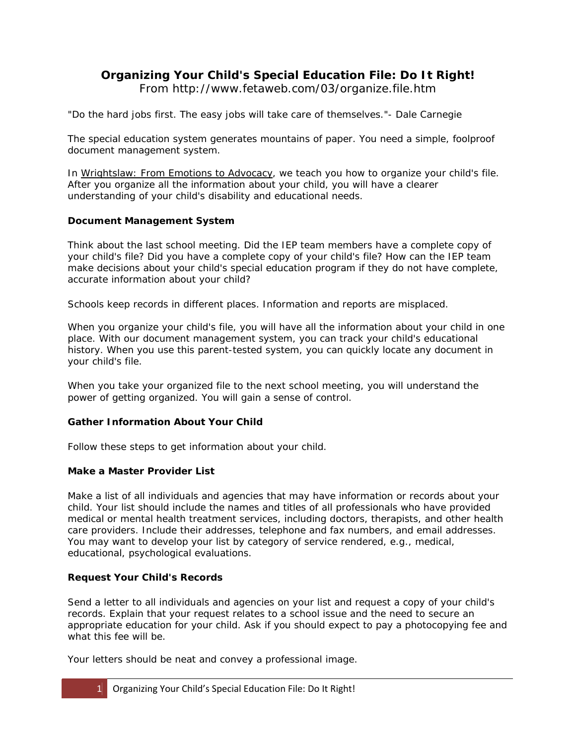# Organizing Your Child's Special Education File: Do It Right!

From http://www.fetaweb.com/03/organize.file.htm

"Do the hard jobs first. The easy jobs will take care of themselves."- Dale Carnegie

The special education system generates mountains of paper. You need a simple, foolproof document management system.

In Wrightslaw: From Emotions to Advocacy, we teach you how to organize your child's file. After you organize all the information about your child, you will have a clearer understanding of your child's disability and educational needs.

### Document Management System

Think about the last school meeting. Did the IEP team members have a complete copy of your child's file? Did you have a complete copy of your child's file? How can the IEP team make decisions about your child's special education program if they do not have complete, accurate information about your child?

Schools keep records in different places. Information and reports are misplaced.

When you organize your child's file, you will have all the information about your child in one place. With our document management system, you can track your child's educational history. When you use this parent-tested system, you can quickly locate any document in your child's file.

When you take your organized file to the next school meeting, you will understand the power of getting organized. You will gain a sense of control.

### Gather Information About Your Child

Follow these steps to get information about your child.

### Make a Master Provider List

Make a list of all individuals and agencies that may have information or records about your child. Your list should include the names and titles of all professionals who have provided medical or mental health treatment services, including doctors, therapists, and other health care providers. Include their addresses, telephone and fax numbers, and email addresses. You may want to develop your list by category of service rendered, e.g., medical, educational, psychological evaluations.

### Request Your Child's Records

Send a letter to all individuals and agencies on your list and request a copy of your child's records. Explain that your request relates to a school issue and the need to secure an appropriate education for your child. Ask if you should expect to pay a photocopying fee and what this fee will be.

Your letters should be neat and convey a professional image.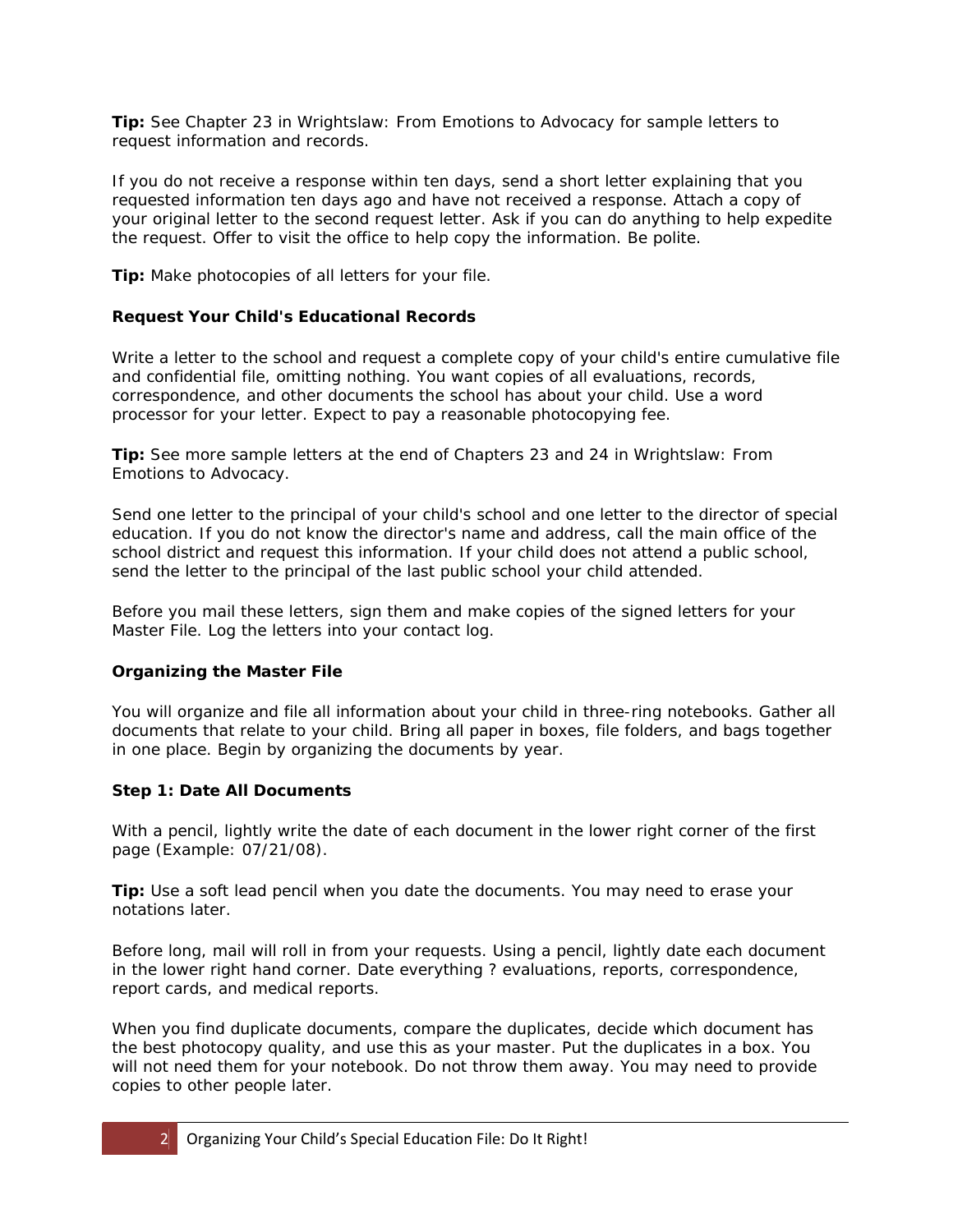**Tip:** See Chapter 23 in Wrightslaw: From Emotions to Advocacy for sample letters to request information and records.

If you do not receive a response within ten days, send a short letter explaining that you requested information ten days ago and have not received a response. Attach a copy of your original letter to the second request letter. Ask if you can do anything to help expedite the request. Offer to visit the office to help copy the information. Be polite.

**Tip:** Make photocopies of all letters for your file.

### Request Your Child's Educational Records

Write a letter to the school and request a complete copy of your child's entire cumulative file and confidential file, omitting nothing. You want copies of all evaluations, records, correspondence, and other documents the school has about your child. Use a word processor for your letter. Expect to pay a reasonable photocopying fee.

**Tip:** See more sample letters at the end of Chapters 23 and 24 in Wrightslaw: From Emotions to Advocacy.

Send one letter to the principal of your child's school and one letter to the director of special education. If you do not know the director's name and address, call the main office of the school district and request this information. If your child does not attend a public school, send the letter to the principal of the last public school your child attended.

Before you mail these letters, sign them and make copies of the signed letters for your Master File. Log the letters into your contact log.

### Organizing the Master File

You will organize and file all information about your child in three-ring notebooks. Gather all documents that relate to your child. Bring all paper in boxes, file folders, and bags together in one place. Begin by organizing the documents by year.

### Step 1: Date All Documents

With a pencil, lightly write the date of each document in the lower right corner of the first page (Example: 07/21/08).

**Tip:** Use a soft lead pencil when you date the documents. You may need to erase your notations later.

Before long, mail will roll in from your requests. Using a pencil, lightly date each document in the lower right hand corner. Date everything ? evaluations, reports, correspondence, report cards, and medical reports.

When you find duplicate documents, compare the duplicates, decide which document has the best photocopy quality, and use this as your master. Put the duplicates in a box. You will not need them for your notebook. Do not throw them away. You may need to provide copies to other people later.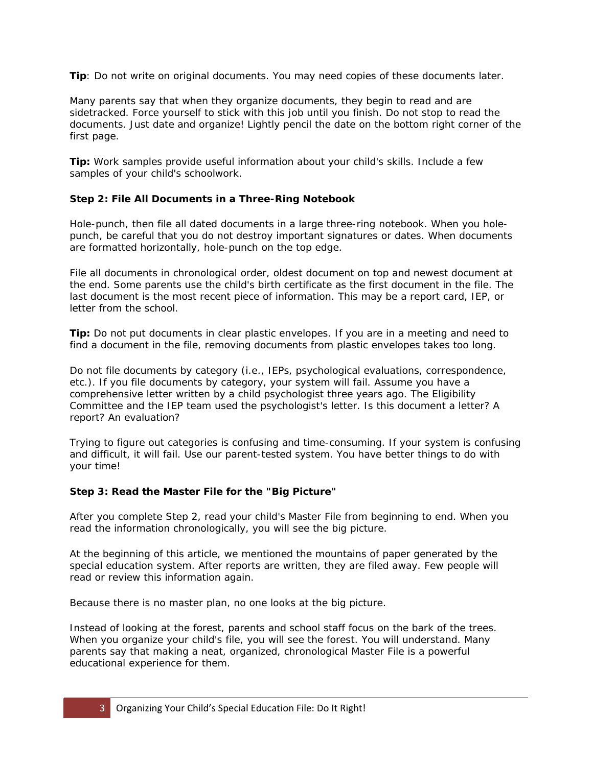**Tip**: Do not write on original documents. You may need copies of these documents later.

Many parents say that when they organize documents, they begin to read and are sidetracked. Force yourself to stick with this job until you finish. Do not stop to read the documents. Just date and organize! Lightly pencil the date on the bottom right corner of the first page.

**Tip:** Work samples provide useful information about your child's skills. Include a few samples of your child's schoolwork.

### Step 2: File All Documents in a Three-Ring Notebook

Hole-punch, then file all dated documents in a large three-ring notebook. When you hole-punch, be careful that you do not destroy important signatures or dates. When documents are formatted horizontally, hole-punch on the top edge.

File all documents in chronological order, oldest document on top and newest document at the end. Some parents use the child's birth certificate as the first document in the file. The last document is the most recent piece of information. This may be a report card, IEP, or letter from the school.

**Tip:** Do not put documents in clear plastic envelopes. If you are in a meeting and need to find a document in the file, removing documents from plastic envelopes takes too long.

Do not file documents by category (i.e., IEPs, psychological evaluations, correspondence, etc.). If you file documents by category, your system will fail. Assume you have a comprehensive letter written by a child psychologist three years ago. The Eligibility Committee and the IEP team used the psychologist's letter. Is this document a letter? A report? An evaluation?

Trying to figure out categories is confusing and time-consuming. If your system is confusing and difficult, it will fail. Use our parent-tested system. You have better things to do with your time!

### Step 3: Read the Master File for the "Big Picture"

After you complete Step 2, read your child's Master File from beginning to end. When you read the information chronologically, you will see the big picture.

At the beginning of this article, we mentioned the mountains of paper generated by the special education system. After reports are written, they are filed away. Few people will read or review this information again.

Because there is no master plan, no one looks at the big picture.

Instead of looking at the forest, parents and school staff focus on the bark of the trees. When you organize your child's file, you will see the forest. You will understand. Many parents say that making a neat, organized, chronological Master File is a powerful educational experience for them.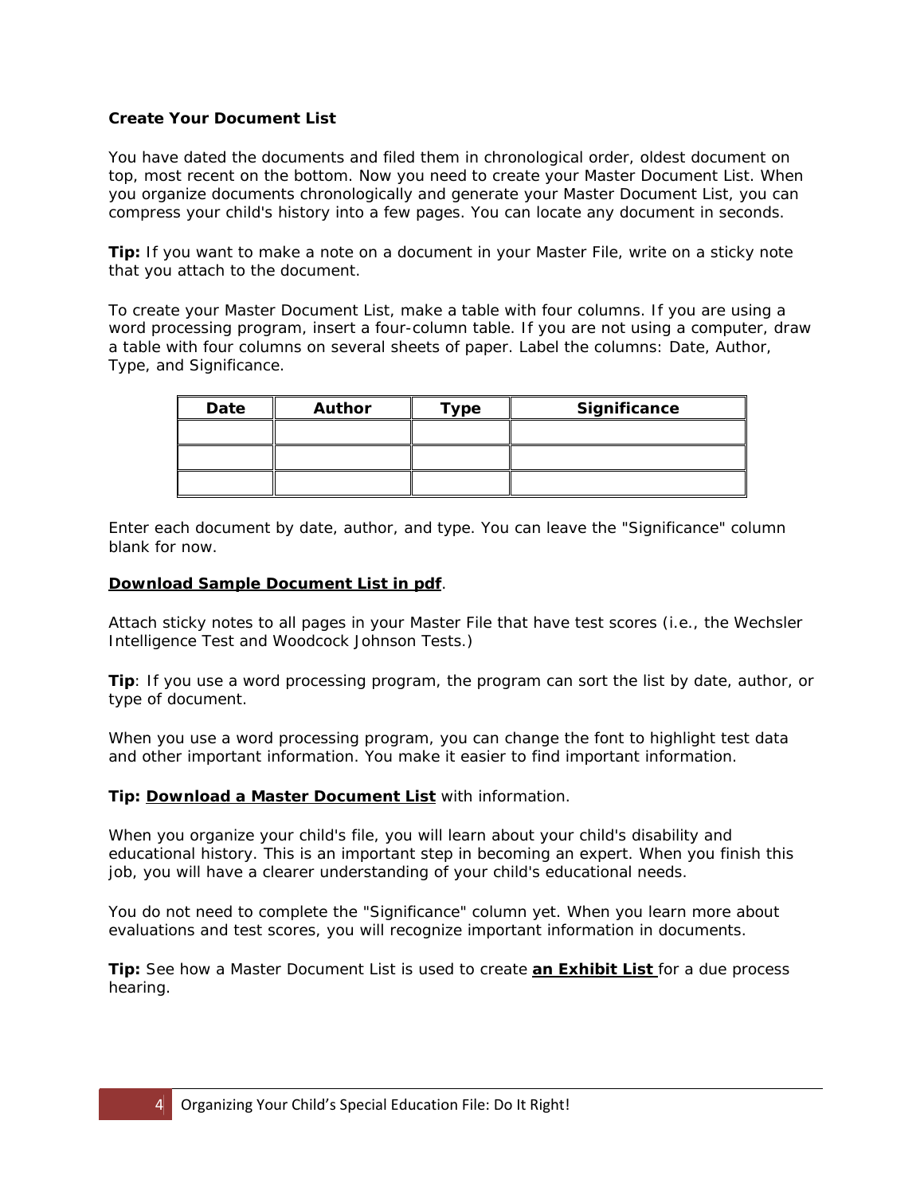**Create Your Document List**

You have dated the documents and filed them in chronological order, oldest document on top, most recent on the bottom. Now you need to create your Master Document List. When you organize documents chronologically and generate your Master Document List, you can compress your child's history into a few pages. You can locate any document in seconds.

**Tip:** If you want to make a note on a document in your Master File, write on a sticky note that you attach to the document.

To create your Master Document List, make a table with four columns. If you are using a word processing program, insert a four-column table. If you are not using a computer, draw a table with four columns on several sheets of paper. Label the columns: Date, Author, Type, and Significance.

| Date | Author | Type | Significance |
|---|---|---|---|
| | | | |
| | | | |
| | | | |

Enter each document by date, author, and type. You can leave the "Significance" column blank for now.

**Download Sample Document List in pdf**.

Attach sticky notes to all pages in your Master File that have test scores (i.e., the Wechsler Intelligence Test and Woodcock Johnson Tests.)

**Tip**: If you use a word processing program, the program can sort the list by date, author, or type of document.

When you use a word processing program, you can change the font to highlight test data and other important information. You make it easier to find important information.

**Tip: Download a Master Document List** with information.

When you organize your child's file, you will learn about your child's disability and educational history. This is an important step in becoming an expert. When you finish this job, you will have a clearer understanding of your child's educational needs.

You do not need to complete the "Significance" column yet. When you learn more about evaluations and test scores, you will recognize important information in documents.

**Tip:** See how a Master Document List is used to create **an Exhibit List** for a due process hearing.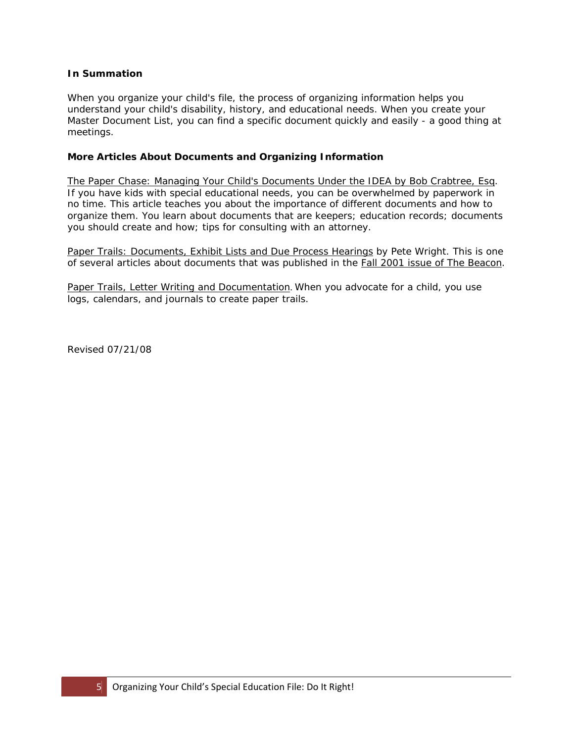**In Summation**

When you organize your child's file, the process of organizing information helps you understand your child's disability, history, and educational needs. When you create your Master Document List, you can find a specific document quickly and easily - a good thing at meetings.

**More Articles About Documents and Organizing Information**

The Paper Chase: Managing Your Child's Documents Under the IDEA by Bob Crabtree, Esq. If you have kids with special educational needs, you can be overwhelmed by paperwork in no time. This article teaches you about the importance of different documents and how to organize them. You learn about documents that are keepers; education records; documents you should create and how; tips for consulting with an attorney.

Paper Trails: Documents, Exhibit Lists and Due Process Hearings by Pete Wright. This is one of several articles about documents that was published in the Fall 2001 issue of The Beacon.

Paper Trails, Letter Writing and Documentation. When you advocate for a child, you use logs, calendars, and journals to create paper trails.

Revised 07/21/08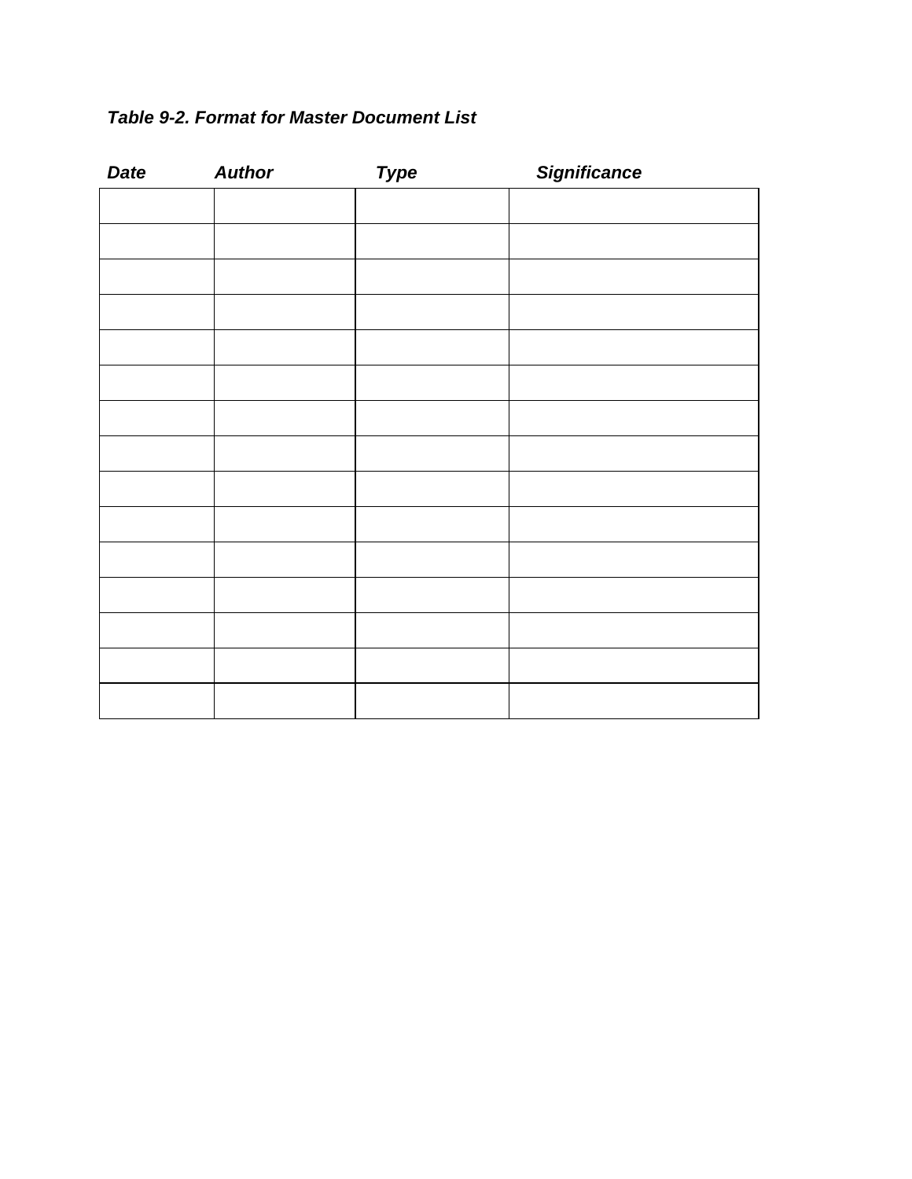*Table 9-2. Format for Master Document List*

| *Date* | *Author* | *Type* | *Significance* |
|---|---|---|---|
| | | | |
| | | | |
| | | | |
| | | | |
| | | | |
| | | | |
| | | | |
| | | | |
| | | | |
| | | | |
| | | | |
| | | | |
| | | | |
| | | | |
| | | | |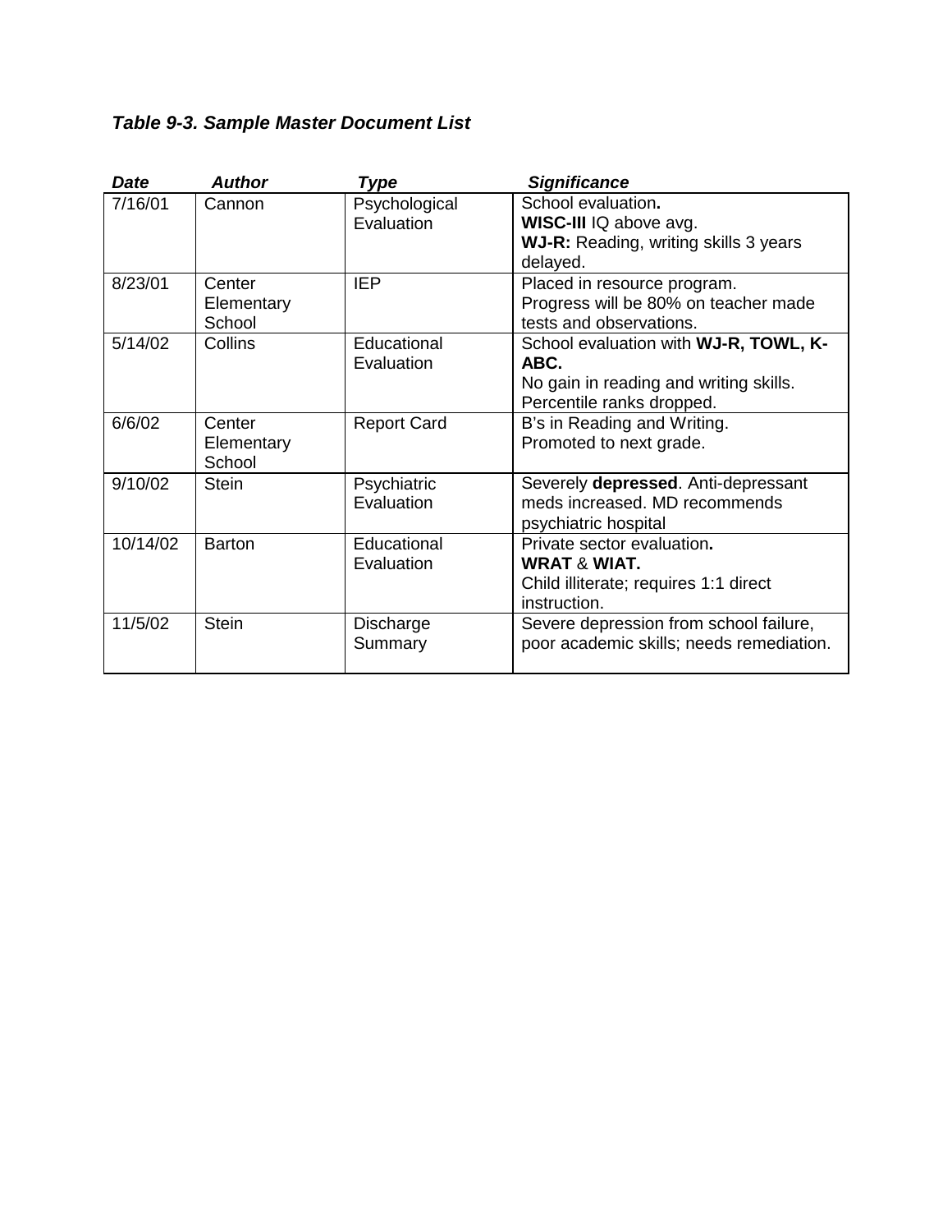*__Table 9-3. Sample Master Document List__*

| *__Date__* | *__Author__* | *__Type__* | *__Significance__* |
|---|---|---|---|
| 7/16/01 | Cannon | Psychological Evaluation | School evaluation**.** **WISC-III** IQ above avg. **WJ-R:** Reading, writing skills 3 years delayed. |
| 8/23/01 | Center Elementary School | IEP | Placed in resource program. Progress will be 80% on teacher made tests and observations. |
| 5/14/02 | Collins | Educational Evaluation | School evaluation with **WJ-R, TOWL, K-ABC.** No gain in reading and writing skills. Percentile ranks dropped. |
| 6/6/02 | Center Elementary School | Report Card | B's in Reading and Writing. Promoted to next grade. |
| 9/10/02 | Stein | Psychiatric Evaluation | Severely **depressed**. Anti-depressant meds increased. MD recommends psychiatric hospital |
| 10/14/02 | Barton | Educational Evaluation | Private sector evaluation**.** **WRAT** & **WIAT.** Child illiterate; requires 1:1 direct instruction. |
| 11/5/02 | Stein | Discharge Summary | Severe depression from school failure, poor academic skills; needs remediation. |